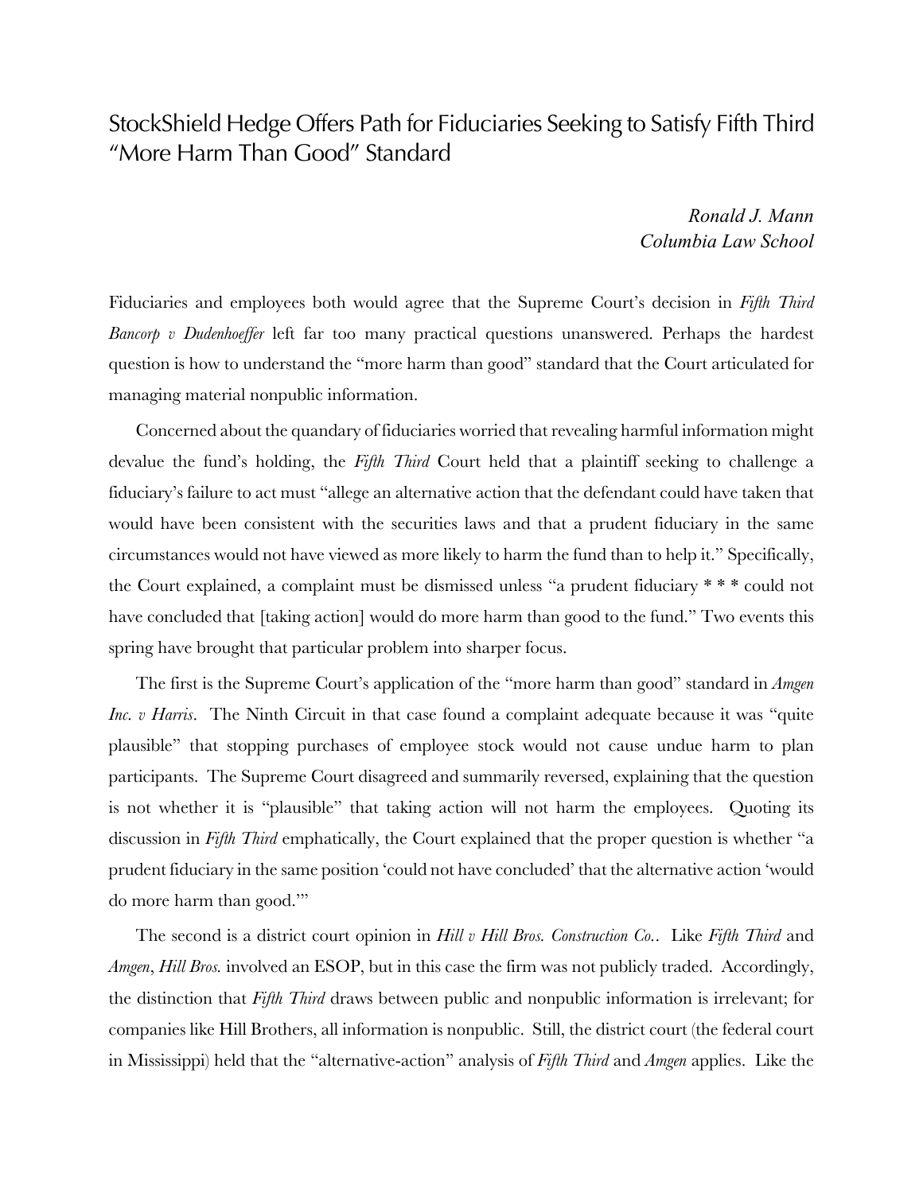# StockShield Hedge Offers Path for Fiduciaries Seeking to Satisfy Fifth Third "More Harm Than Good" Standard

*Ronald J. Mann*
*Columbia Law School*

Fiduciaries and employees both would agree that the Supreme Court's decision in *Fifth Third Bancorp v Dudenhoeffer* left far too many practical questions unanswered. Perhaps the hardest question is how to understand the "more harm than good" standard that the Court articulated for managing material nonpublic information.

Concerned about the quandary of fiduciaries worried that revealing harmful information might devalue the fund's holding, the *Fifth Third* Court held that a plaintiff seeking to challenge a fiduciary's failure to act must "allege an alternative action that the defendant could have taken that would have been consistent with the securities laws and that a prudent fiduciary in the same circumstances would not have viewed as more likely to harm the fund than to help it." Specifically, the Court explained, a complaint must be dismissed unless "a prudent fiduciary * * * could not have concluded that [taking action] would do more harm than good to the fund." Two events this spring have brought that particular problem into sharper focus.

The first is the Supreme Court's application of the "more harm than good" standard in *Amgen Inc. v Harris*. The Ninth Circuit in that case found a complaint adequate because it was "quite plausible" that stopping purchases of employee stock would not cause undue harm to plan participants. The Supreme Court disagreed and summarily reversed, explaining that the question is not whether it is "plausible" that taking action will not harm the employees. Quoting its discussion in *Fifth Third* emphatically, the Court explained that the proper question is whether "a prudent fiduciary in the same position 'could not have concluded' that the alternative action 'would do more harm than good.'"

The second is a district court opinion in *Hill v Hill Bros. Construction Co.*. Like *Fifth Third* and *Amgen*, *Hill Bros.* involved an ESOP, but in this case the firm was not publicly traded. Accordingly, the distinction that *Fifth Third* draws between public and nonpublic information is irrelevant; for companies like Hill Brothers, all information is nonpublic. Still, the district court (the federal court in Mississippi) held that the "alternative-action" analysis of *Fifth Third* and *Amgen* applies. Like the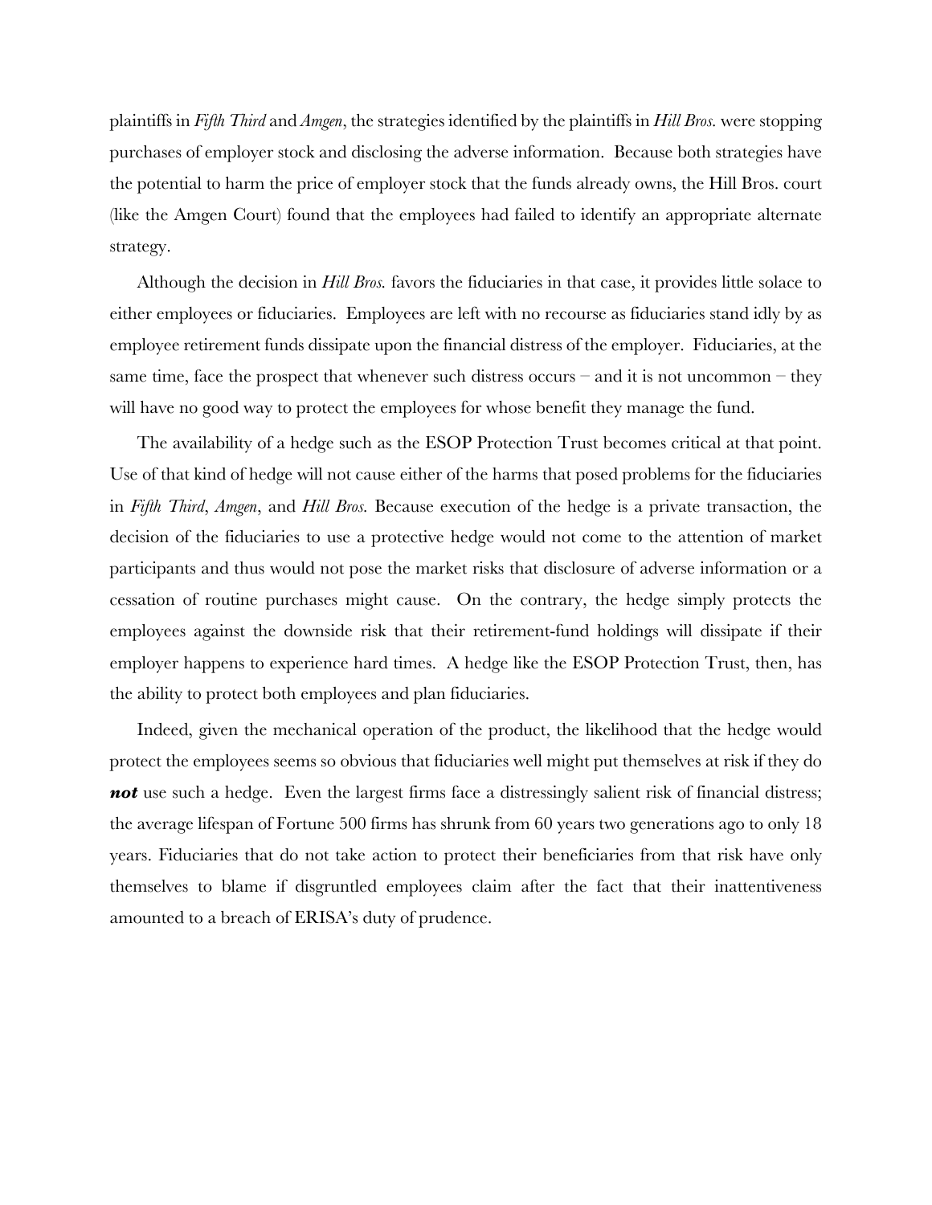plaintiffs in *Fifth Third* and *Amgen*, the strategies identified by the plaintiffs in *Hill Bros.* were stopping purchases of employer stock and disclosing the adverse information. Because both strategies have the potential to harm the price of employer stock that the funds already owns, the Hill Bros. court (like the Amgen Court) found that the employees had failed to identify an appropriate alternate strategy.

Although the decision in *Hill Bros.* favors the fiduciaries in that case, it provides little solace to either employees or fiduciaries. Employees are left with no recourse as fiduciaries stand idly by as employee retirement funds dissipate upon the financial distress of the employer. Fiduciaries, at the same time, face the prospect that whenever such distress occurs – and it is not uncommon – they will have no good way to protect the employees for whose benefit they manage the fund.

The availability of a hedge such as the ESOP Protection Trust becomes critical at that point. Use of that kind of hedge will not cause either of the harms that posed problems for the fiduciaries in *Fifth Third*, *Amgen*, and *Hill Bros.* Because execution of the hedge is a private transaction, the decision of the fiduciaries to use a protective hedge would not come to the attention of market participants and thus would not pose the market risks that disclosure of adverse information or a cessation of routine purchases might cause. On the contrary, the hedge simply protects the employees against the downside risk that their retirement-fund holdings will dissipate if their employer happens to experience hard times. A hedge like the ESOP Protection Trust, then, has the ability to protect both employees and plan fiduciaries.

Indeed, given the mechanical operation of the product, the likelihood that the hedge would protect the employees seems so obvious that fiduciaries well might put themselves at risk if they do ***not*** use such a hedge. Even the largest firms face a distressingly salient risk of financial distress; the average lifespan of Fortune 500 firms has shrunk from 60 years two generations ago to only 18 years. Fiduciaries that do not take action to protect their beneficiaries from that risk have only themselves to blame if disgruntled employees claim after the fact that their inattentiveness amounted to a breach of ERISA's duty of prudence.